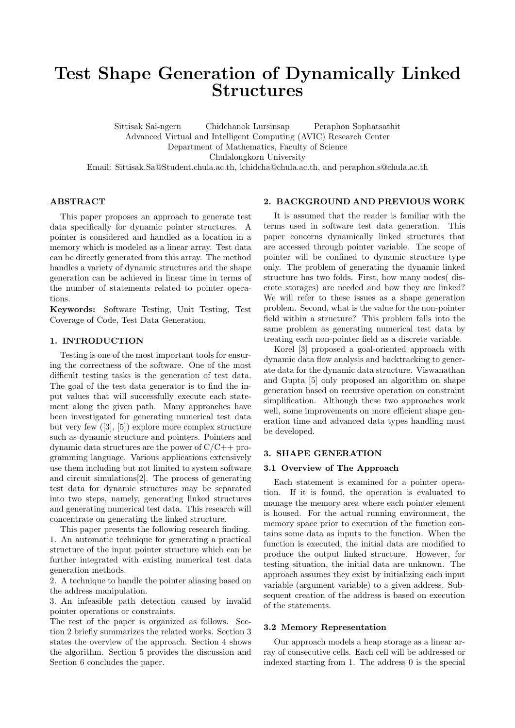# Test Shape Generation of Dynamically Linked Structures

Sittisak Sai-ngern Chidchanok Lursinsap Peraphon Sophatsathit
Advanced Virtual and Intelligent Computing (AVIC) Research Center
Department of Mathematics, Faculty of Science
Chulalongkorn University
Email: Sittisak.Sa@Student.chula.ac.th, lchidcha@chula.ac.th, and peraphon.s@chula.ac.th

## ABSTRACT

This paper proposes an approach to generate test data specifically for dynamic pointer structures. A pointer is considered and handled as a location in a memory which is modeled as a linear array. Test data can be directly generated from this array. The method handles a variety of dynamic structures and the shape generation can be achieved in linear time in terms of the number of statements related to pointer operations.

**Keywords:** Software Testing, Unit Testing, Test Coverage of Code, Test Data Generation.

## 1. INTRODUCTION

Testing is one of the most important tools for ensuring the correctness of the software. One of the most difficult testing tasks is the generation of test data. The goal of the test data generator is to find the input values that will successfully execute each statement along the given path. Many approaches have been investigated for generating numerical test data but very few ([3], [5]) explore more complex structure such as dynamic structure and pointers. Pointers and dynamic data structures are the power of C/C++ programming language. Various applications extensively use them including but not limited to system software and circuit simulations[2]. The process of generating test data for dynamic structures may be separated into two steps, namely, generating linked structures and generating numerical test data. This research will concentrate on generating the linked structure.

This paper presents the following research finding.
1. An automatic technique for generating a practical structure of the input pointer structure which can be further integrated with existing numerical test data generation methods.
2. A technique to handle the pointer aliasing based on the address manipulation.
3. An infeasible path detection caused by invalid pointer operations or constraints.

The rest of the paper is organized as follows. Section 2 briefly summarizes the related works. Section 3 states the overview of the approach. Section 4 shows the algorithm. Section 5 provides the discussion and Section 6 concludes the paper.

## 2. BACKGROUND AND PREVIOUS WORK

It is assumed that the reader is familiar with the terms used in software test data generation. This paper concerns dynamically linked structures that are accessed through pointer variable. The scope of pointer will be confined to dynamic structure type only. The problem of generating the dynamic linked structure has two folds. First, how many nodes( discrete storages) are needed and how they are linked? We will refer to these issues as a shape generation problem. Second, what is the value for the non-pointer field within a structure? This problem falls into the same problem as generating numerical test data by treating each non-pointer field as a discrete variable.

Korel [3] proposed a goal-oriented approach with dynamic data flow analysis and backtracking to generate data for the dynamic data structure. Viswanathan and Gupta [5] only proposed an algorithm on shape generation based on recursive operation on constraint simplification. Although these two approaches work well, some improvements on more efficient shape generation time and advanced data types handling must be developed.

## 3. SHAPE GENERATION

### 3.1 Overview of The Approach

Each statement is examined for a pointer operation. If it is found, the operation is evaluated to manage the memory area where each pointer element is housed. For the actual running environment, the memory space prior to execution of the function contains some data as inputs to the function. When the function is executed, the initial data are modified to produce the output linked structure. However, for testing situation, the initial data are unknown. The approach assumes they exist by initializing each input variable (argument variable) to a given address. Subsequent creation of the address is based on execution of the statements.

### 3.2 Memory Representation

Our approach models a heap storage as a linear array of consecutive cells. Each cell will be addressed or indexed starting from 1. The address 0 is the special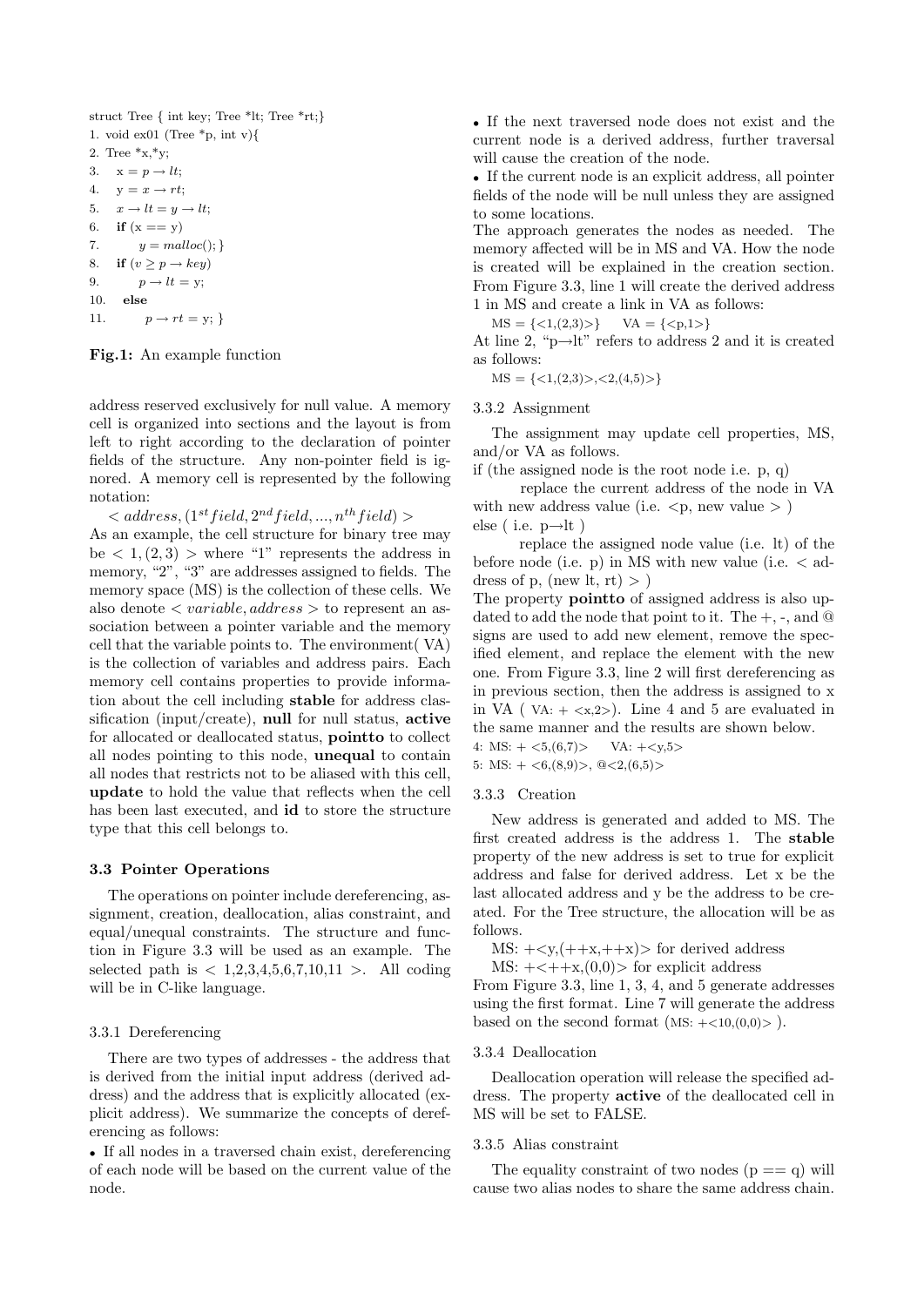```
struct Tree { int key; Tree *lt; Tree *rt;}
1. void ex01 (Tree *p, int v){
2. Tree *x,*y;
3.    x = p → lt;
4.    y = x → rt;
5.    x → lt = y → lt;
6.    if (x == y)
7.        y = malloc(); }
8.    if (v ≥ p → key)
9.        p → lt = y;
10.   else
11.       p → rt = y; }
```

**Fig.1:** An example function

address reserved exclusively for null value. A memory cell is organized into sections and the layout is from left to right according to the declaration of pointer fields of the structure. Any non-pointer field is ignored. A memory cell is represented by the following notation:

$< address, (1^{st} field, 2^{nd} field, ..., n^{th} field) >$

As an example, the cell structure for binary tree may be $< 1, (2, 3) >$ where "1" represents the address in memory, "2", "3" are addresses assigned to fields. The memory space (MS) is the collection of these cells. We also denote $< variable, address >$ to represent an association between a pointer variable and the memory cell that the variable points to. The environment( VA) is the collection of variables and address pairs. Each memory cell contains properties to provide information about the cell including **stable** for address classification (input/create), **null** for null status, **active** for allocated or deallocated status, **pointto** to collect all nodes pointing to this node, **unequal** to contain all nodes that restricts not to be aliased with this cell, **update** to hold the value that reflects when the cell has been last executed, and **id** to store the structure type that this cell belongs to.

### 3.3 Pointer Operations

The operations on pointer include dereferencing, assignment, creation, deallocation, alias constraint, and equal/unequal constraints. The structure and function in Figure 3.3 will be used as an example. The selected path is $< 1,2,3,4,5,6,7,10,11 >$. All coding will be in C-like language.

#### 3.3.1 Dereferencing

There are two types of addresses - the address that is derived from the initial input address (derived address) and the address that is explicitly allocated (explicit address). We summarize the concepts of dereferencing as follows:

- If all nodes in a traversed chain exist, dereferencing of each node will be based on the current value of the node.
- If the next traversed node does not exist and the current node is a derived address, further traversal will cause the creation of the node.
- If the current node is an explicit address, all pointer fields of the node will be null unless they are assigned to some locations.

The approach generates the nodes as needed. The memory affected will be in MS and VA. How the node is created will be explained in the creation section. From Figure 3.3, line 1 will create the derived address 1 in MS and create a link in VA as follows:

MS = {<1,(2,3)>}     VA = {<p,1>}

At line 2, "p→lt" refers to address 2 and it is created as follows:

MS = {<1,(2,3)>,<2,(4,5)>}

#### 3.3.2 Assignment

The assignment may update cell properties, MS, and/or VA as follows.

if (the assigned node is the root node i.e. p, q)
    replace the current address of the node in VA with new address value (i.e. <p, new value > )
else ( i.e. p→lt )
    replace the assigned node value (i.e. lt) of the before node (i.e. p) in MS with new value (i.e. < address of p, (new lt, rt) > )

The property **pointto** of assigned address is also updated to add the node that point to it. The +, -, and @ signs are used to add new element, remove the specified element, and replace the element with the new one. From Figure 3.3, line 2 will first dereferencing as in previous section, then the address is assigned to x in VA ( VA: + <x,2>). Line 4 and 5 are evaluated in the same manner and the results are shown below.

4: MS: + <5,(6,7)>     VA: +<y,5>
5: MS: + <6,(8,9)>, @<2,(6,5)>

#### 3.3.3 Creation

New address is generated and added to MS. The first created address is the address 1. The **stable** property of the new address is set to true for explicit address and false for derived address. Let x be the last allocated address and y be the address to be created. For the Tree structure, the allocation will be as follows.

MS: +<y,(++x,++x)> for derived address
MS: +<++x,(0,0)> for explicit address

From Figure 3.3, line 1, 3, 4, and 5 generate addresses using the first format. Line 7 will generate the address based on the second format (MS: +<10,(0,0)> ).

#### 3.3.4 Deallocation

Deallocation operation will release the specified address. The property **active** of the deallocated cell in MS will be set to FALSE.

#### 3.3.5 Alias constraint

The equality constraint of two nodes (p == q) will cause two alias nodes to share the same address chain.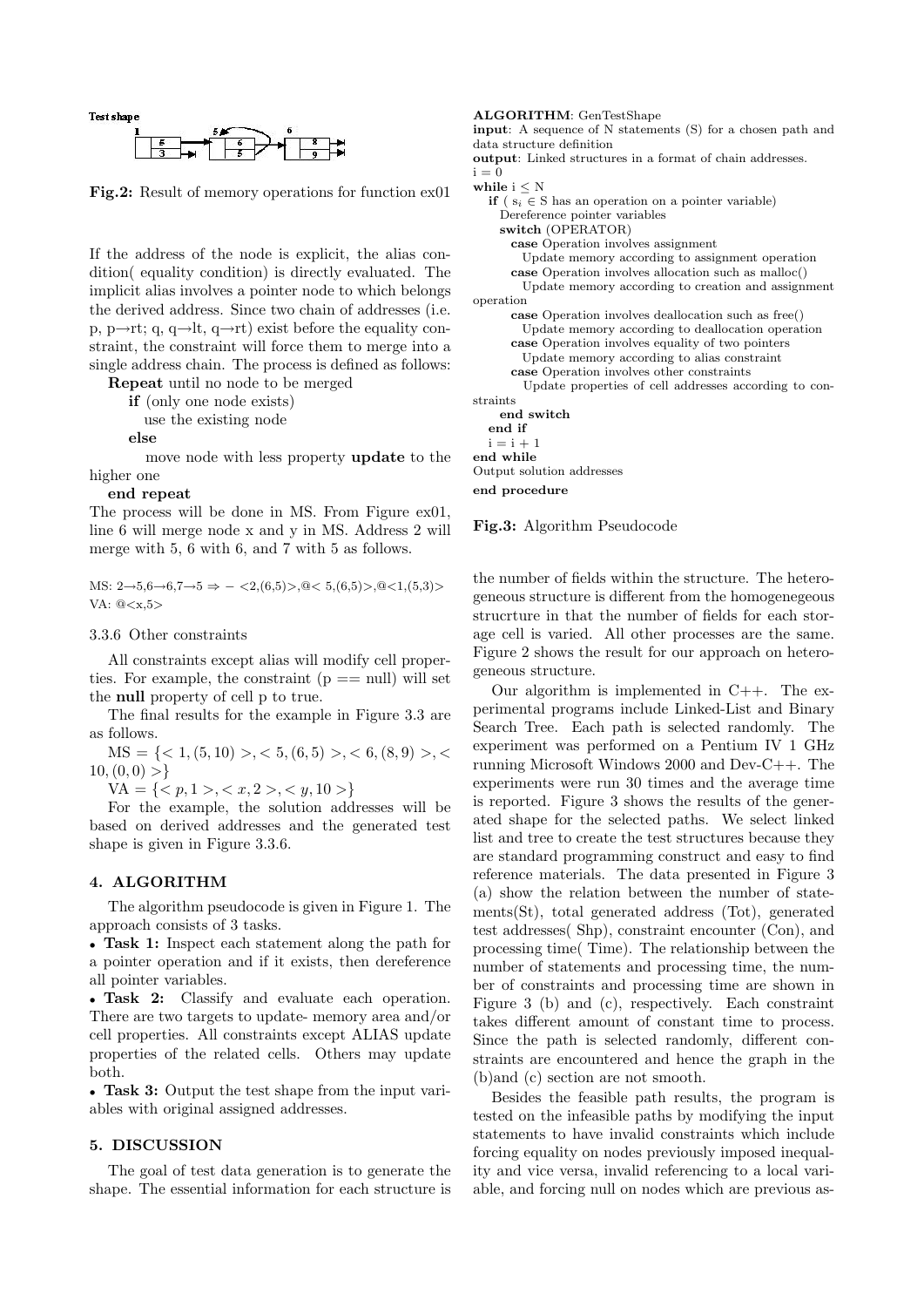Test shape

**Fig.2:** Result of memory operations for function ex01

If the address of the node is explicit, the alias condition( equality condition) is directly evaluated. The implicit alias involves a pointer node to which belongs the derived address. Since two chain of addresses (i.e. p, p→rt; q, q→lt, q→rt) exist before the equality constraint, the constraint will force them to merge into a single address chain. The process is defined as follows:

**Repeat** until no node to be merged

**if** (only one node exists)

use the existing node

**else**

move node with less property **update** to the higher one

**end repeat**

The process will be done in MS. From Figure ex01, line 6 will merge node x and y in MS. Address 2 will merge with 5, 6 with 6, and 7 with 5 as follows.

MS: 2→5,6→6,7→5 ⇒ − <2,(6,5)>,@< 5,(6,5)>,@<1,(5,3)>
VA: @<x,5>

3.3.6 Other constraints

All constraints except alias will modify cell properties. For example, the constraint (p == null) will set the **null** property of cell p to true.

The final results for the example in Figure 3.3 are as follows.

$MS = \{< 1, (5, 10) >, < 5, (6, 5) >, < 6, (8, 9) >, < 10, (0, 0) >\}$

$VA = \{< p, 1 >, < x, 2 >, < y, 10 >\}$

For the example, the solution addresses will be based on derived addresses and the generated test shape is given in Figure 3.3.6.

## 4. ALGORITHM

The algorithm pseudocode is given in Figure 1. The approach consists of 3 tasks.

- **Task 1:** Inspect each statement along the path for a pointer operation and if it exists, then dereference all pointer variables.
- **Task 2:** Classify and evaluate each operation. There are two targets to update- memory area and/or cell properties. All constraints except ALIAS update properties of the related cells. Others may update both.
- **Task 3:** Output the test shape from the input variables with original assigned addresses.

## 5. DISCUSSION

The goal of test data generation is to generate the shape. The essential information for each structure is the number of fields within the structure. The heterogeneous structure is different from the homogenegeous strucrture in that the number of fields for each storage cell is varied. All other processes are the same. Figure 2 shows the result for our approach on heterogeneous structure.

```
ALGORITHM: GenTestShape
input: A sequence of N statements (S) for a chosen path and data structure definition
output: Linked structures in a format of chain addresses.
i = 0
while i ≤ N
  if ( s_i ∈ S has an operation on a pointer variable)
    Dereference pointer variables
    switch (OPERATOR)
      case Operation involves assignment
        Update memory according to assignment operation
      case Operation involves allocation such as malloc()
        Update memory according to creation and assignment operation
      case Operation involves deallocation such as free()
        Update memory according to deallocation operation
      case Operation involves equality of two pointers
        Update memory according to alias constraint
      case Operation involves other constraints
        Update properties of cell addresses according to constraints
    end switch
  end if
  i = i + 1
end while
Output solution addresses
end procedure
```

**Fig.3:** Algorithm Pseudocode

Our algorithm is implemented in C++. The experimental programs include Linked-List and Binary Search Tree. Each path is selected randomly. The experiment was performed on a Pentium IV 1 GHz running Microsoft Windows 2000 and Dev-C++. The experiments were run 30 times and the average time is reported. Figure 3 shows the results of the generated shape for the selected paths. We select linked list and tree to create the test structures because they are standard programming construct and easy to find reference materials. The data presented in Figure 3 (a) show the relation between the number of statements(St), total generated address (Tot), generated test addresses( Shp), constraint encounter (Con), and processing time( Time). The relationship between the number of statements and processing time, the number of constraints and processing time are shown in Figure 3 (b) and (c), respectively. Each constraint takes different amount of constant time to process. Since the path is selected randomly, different constraints are encountered and hence the graph in the (b)and (c) section are not smooth.

Besides the feasible path results, the program is tested on the infeasible paths by modifying the input statements to have invalid constraints which include forcing equality on nodes previously imposed inequality and vice versa, invalid referencing to a local variable, and forcing null on nodes which are previous as-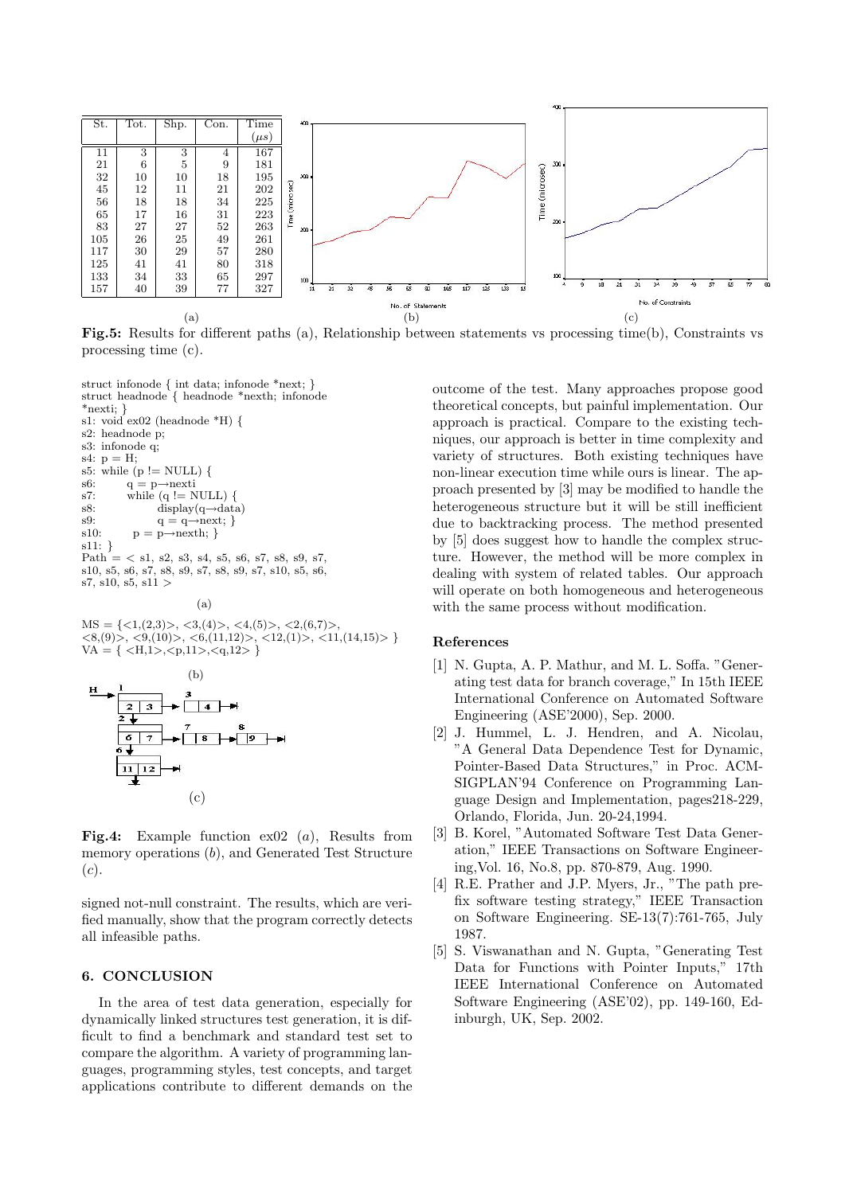| St. | Tot. | Shp. | Con. | Time ($\mu s$) |
|---|---|---|---|---|
| 11 | 3 | 3 | 4 | 167 |
| 21 | 6 | 5 | 9 | 181 |
| 32 | 10 | 10 | 18 | 195 |
| 45 | 12 | 11 | 21 | 202 |
| 56 | 18 | 18 | 34 | 225 |
| 65 | 17 | 16 | 31 | 223 |
| 83 | 27 | 27 | 52 | 263 |
| 105 | 26 | 25 | 49 | 261 |
| 117 | 30 | 29 | 57 | 280 |
| 125 | 41 | 41 | 80 | 318 |
| 133 | 34 | 33 | 65 | 297 |
| 157 | 40 | 39 | 77 | 327 |

(a)

Time (microsec)

No. of Statements

(b)

Time (microsec)

No. of Constraints

(c)

**Fig.5:** Results for different paths (a), Relationship between statements vs processing time(b), Constraints vs processing time (c).

```
struct infonode { int data; infonode *next; }
struct headnode { headnode *nexth; infonode
*nexti; }
s1: void ex02 (headnode *H) {
s2: headnode p;
s3: infonode q;
s4: p = H;
s5: while (p != NULL) {
s6:       q = p→nexti
s7:       while (q != NULL) {
s8:             display(q→data)
s9:             q = q→next; }
s10:      p = p→nexth; }
s11: }
Path = < s1, s2, s3, s4, s5, s6, s7, s8, s9, s7,
s10, s5, s6, s7, s8, s9, s7, s8, s9, s7, s10, s5, s6,
s7, s10, s5, s11 >
```

(a)

MS = {<1,(2,3)>, <3,(4)>, <4,(5)>, <2,(6,7)>,
<8,(9)>, <9,(10)>, <6,(11,12)>, <12,(1)>, <11,(14,15)> }
VA = { <H,1>,<p,11>,<q,12> }

(b)

H 1 2 3 3 4 2 6 7 7 8 8 9 6 11 12

(c)

**Fig.4:** Example function ex02 $(a)$, Results from memory operations $(b)$, and Generated Test Structure $(c)$.

signed not-null constraint. The results, which are verified manually, show that the program correctly detects all infeasible paths.

## 6. CONCLUSION

In the area of test data generation, especially for dynamically linked structures test generation, it is difficult to find a benchmark and standard test set to compare the algorithm. A variety of programming languages, programming styles, test concepts, and target applications contribute to different demands on the outcome of the test. Many approaches propose good theoretical concepts, but painful implementation. Our approach is practical. Compare to the existing techniques, our approach is better in time complexity and variety of structures. Both existing techniques have non-linear execution time while ours is linear. The approach presented by [3] may be modified to handle the heterogeneous structure but it will be still inefficient due to backtracking process. The method presented by [5] does suggest how to handle the complex structure. However, the method will be more complex in dealing with system of related tables. Our approach will operate on both homogeneous and heterogeneous with the same process without modification.

## References

[1] N. Gupta, A. P. Mathur, and M. L. Soffa. "Generating test data for branch coverage," In 15th IEEE International Conference on Automated Software Engineering (ASE'2000), Sep. 2000.

[2] J. Hummel, L. J. Hendren, and A. Nicolau, "A General Data Dependence Test for Dynamic, Pointer-Based Data Structures," in Proc. ACM-SIGPLAN'94 Conference on Programming Language Design and Implementation, pages218-229, Orlando, Florida, Jun. 20-24,1994.

[3] B. Korel, "Automated Software Test Data Generation," IEEE Transactions on Software Engineering,Vol. 16, No.8, pp. 870-879, Aug. 1990.

[4] R.E. Prather and J.P. Myers, Jr., "The path prefix software testing strategy," IEEE Transaction on Software Engineering. SE-13(7):761-765, July 1987.

[5] S. Viswanathan and N. Gupta, "Generating Test Data for Functions with Pointer Inputs," 17th IEEE International Conference on Automated Software Engineering (ASE'02), pp. 149-160, Edinburgh, UK, Sep. 2002.